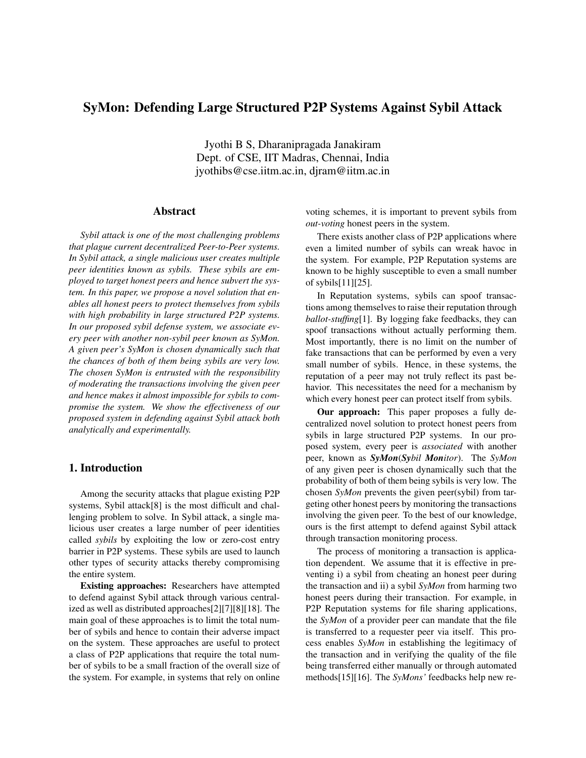# SyMon: Defending Large Structured P2P Systems Against Sybil Attack

Jyothi B S, Dharanipragada Janakiram
Dept. of CSE, IIT Madras, Chennai, India
jyothibs@cse.iitm.ac.in, djram@iitm.ac.in

## Abstract

*Sybil attack is one of the most challenging problems that plague current decentralized Peer-to-Peer systems. In Sybil attack, a single malicious user creates multiple peer identities known as sybils. These sybils are employed to target honest peers and hence subvert the system. In this paper, we propose a novel solution that enables all honest peers to protect themselves from sybils with high probability in large structured P2P systems. In our proposed sybil defense system, we associate every peer with another non-sybil peer known as SyMon. A given peer's SyMon is chosen dynamically such that the chances of both of them being sybils are very low. The chosen SyMon is entrusted with the responsibility of moderating the transactions involving the given peer and hence makes it almost impossible for sybils to compromise the system. We show the effectiveness of our proposed system in defending against Sybil attack both analytically and experimentally.*

## 1. Introduction

Among the security attacks that plague existing P2P systems, Sybil attack[8] is the most difficult and challenging problem to solve. In Sybil attack, a single malicious user creates a large number of peer identities called *sybils* by exploiting the low or zero-cost entry barrier in P2P systems. These sybils are used to launch other types of security attacks thereby compromising the entire system.

**Existing approaches:** Researchers have attempted to defend against Sybil attack through various centralized as well as distributed approaches[2][7][8][18]. The main goal of these approaches is to limit the total number of sybils and hence to contain their adverse impact on the system. These approaches are useful to protect a class of P2P applications that require the total number of sybils to be a small fraction of the overall size of the system. For example, in systems that rely on online voting schemes, it is important to prevent sybils from *out-voting* honest peers in the system.

There exists another class of P2P applications where even a limited number of sybils can wreak havoc in the system. For example, P2P Reputation systems are known to be highly susceptible to even a small number of sybils[11][25].

In Reputation systems, sybils can spoof transactions among themselves to raise their reputation through *ballot-stuffing*[1]. By logging fake feedbacks, they can spoof transactions without actually performing them. Most importantly, there is no limit on the number of fake transactions that can be performed by even a very small number of sybils. Hence, in these systems, the reputation of a peer may not truly reflect its past behavior. This necessitates the need for a mechanism by which every honest peer can protect itself from sybils.

**Our approach:** This paper proposes a fully decentralized novel solution to protect honest peers from sybils in large structured P2P systems. In our proposed system, every peer is *associated* with another peer, known as ***SyMon***(***Sy****bil* ***Mon****itor*). The *SyMon* of any given peer is chosen dynamically such that the probability of both of them being sybils is very low. The chosen *SyMon* prevents the given peer(sybil) from targeting other honest peers by monitoring the transactions involving the given peer. To the best of our knowledge, ours is the first attempt to defend against Sybil attack through transaction monitoring process.

The process of monitoring a transaction is application dependent. We assume that it is effective in preventing i) a sybil from cheating an honest peer during the transaction and ii) a sybil *SyMon* from harming two honest peers during their transaction. For example, in P2P Reputation systems for file sharing applications, the *SyMon* of a provider peer can mandate that the file is transferred to a requester peer via itself. This process enables *SyMon* in establishing the legitimacy of the transaction and in verifying the quality of the file being transferred either manually or through automated methods[15][16]. The *SyMons'* feedbacks help new re-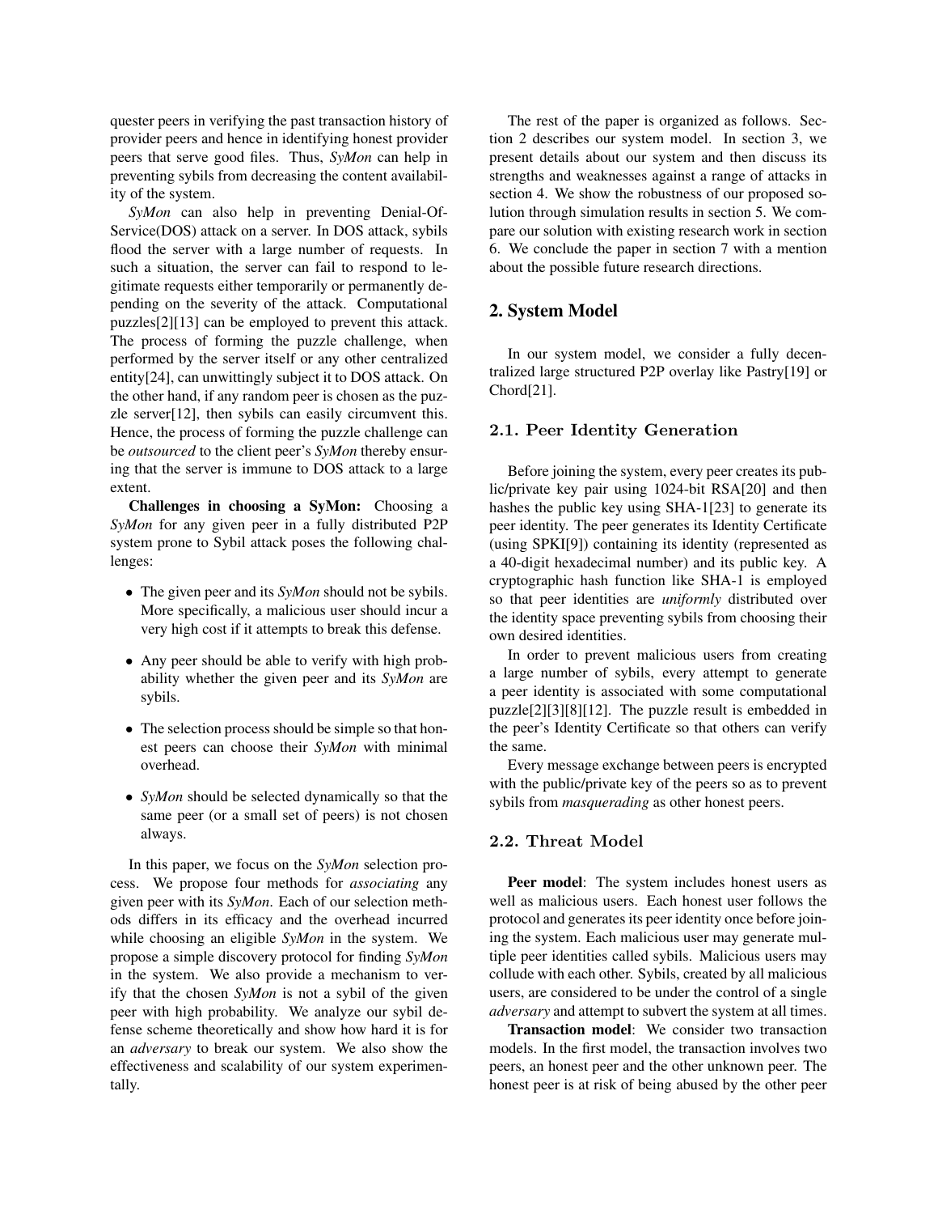quester peers in verifying the past transaction history of provider peers and hence in identifying honest provider peers that serve good files. Thus, *SyMon* can help in preventing sybils from decreasing the content availability of the system.

*SyMon* can also help in preventing Denial-Of-Service(DOS) attack on a server. In DOS attack, sybils flood the server with a large number of requests. In such a situation, the server can fail to respond to legitimate requests either temporarily or permanently depending on the severity of the attack. Computational puzzles[2][13] can be employed to prevent this attack. The process of forming the puzzle challenge, when performed by the server itself or any other centralized entity[24], can unwittingly subject it to DOS attack. On the other hand, if any random peer is chosen as the puzzle server[12], then sybils can easily circumvent this. Hence, the process of forming the puzzle challenge can be *outsourced* to the client peer's *SyMon* thereby ensuring that the server is immune to DOS attack to a large extent.

**Challenges in choosing a SyMon:** Choosing a *SyMon* for any given peer in a fully distributed P2P system prone to Sybil attack poses the following challenges:

- The given peer and its *SyMon* should not be sybils. More specifically, a malicious user should incur a very high cost if it attempts to break this defense.
- Any peer should be able to verify with high probability whether the given peer and its *SyMon* are sybils.
- The selection process should be simple so that honest peers can choose their *SyMon* with minimal overhead.
- *SyMon* should be selected dynamically so that the same peer (or a small set of peers) is not chosen always.

In this paper, we focus on the *SyMon* selection process. We propose four methods for *associating* any given peer with its *SyMon*. Each of our selection methods differs in its efficacy and the overhead incurred while choosing an eligible *SyMon* in the system. We propose a simple discovery protocol for finding *SyMon* in the system. We also provide a mechanism to verify that the chosen *SyMon* is not a sybil of the given peer with high probability. We analyze our sybil defense scheme theoretically and show how hard it is for an *adversary* to break our system. We also show the effectiveness and scalability of our system experimentally.

The rest of the paper is organized as follows. Section 2 describes our system model. In section 3, we present details about our system and then discuss its strengths and weaknesses against a range of attacks in section 4. We show the robustness of our proposed solution through simulation results in section 5. We compare our solution with existing research work in section 6. We conclude the paper in section 7 with a mention about the possible future research directions.

## 2. System Model

In our system model, we consider a fully decentralized large structured P2P overlay like Pastry[19] or Chord[21].

### 2.1. Peer Identity Generation

Before joining the system, every peer creates its public/private key pair using 1024-bit RSA[20] and then hashes the public key using SHA-1[23] to generate its peer identity. The peer generates its Identity Certificate (using SPKI[9]) containing its identity (represented as a 40-digit hexadecimal number) and its public key. A cryptographic hash function like SHA-1 is employed so that peer identities are *uniformly* distributed over the identity space preventing sybils from choosing their own desired identities.

In order to prevent malicious users from creating a large number of sybils, every attempt to generate a peer identity is associated with some computational puzzle[2][3][8][12]. The puzzle result is embedded in the peer's Identity Certificate so that others can verify the same.

Every message exchange between peers is encrypted with the public/private key of the peers so as to prevent sybils from *masquerading* as other honest peers.

### 2.2. Threat Model

**Peer model**: The system includes honest users as well as malicious users. Each honest user follows the protocol and generates its peer identity once before joining the system. Each malicious user may generate multiple peer identities called sybils. Malicious users may collude with each other. Sybils, created by all malicious users, are considered to be under the control of a single *adversary* and attempt to subvert the system at all times.

**Transaction model**: We consider two transaction models. In the first model, the transaction involves two peers, an honest peer and the other unknown peer. The honest peer is at risk of being abused by the other peer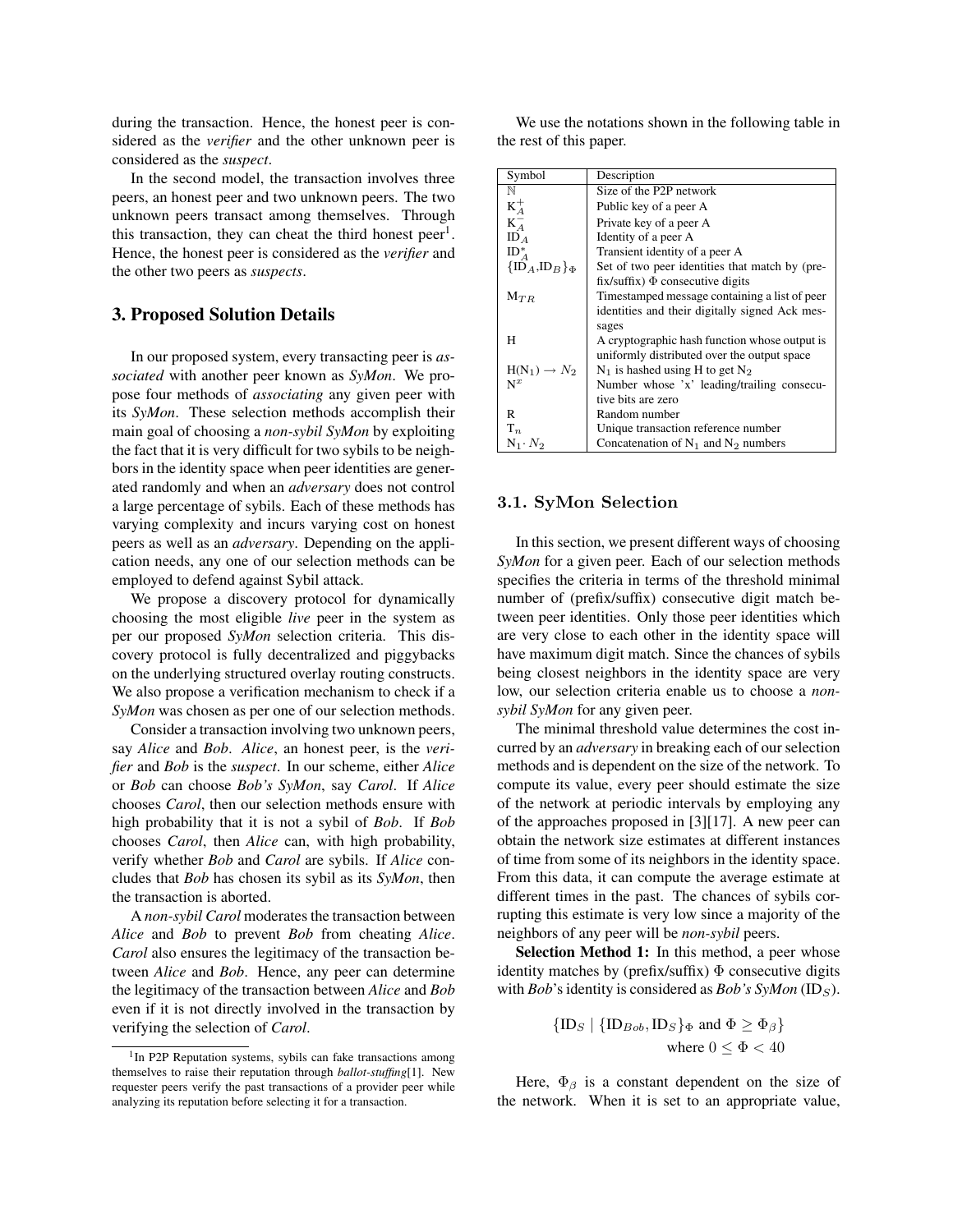during the transaction. Hence, the honest peer is considered as the *verifier* and the other unknown peer is considered as the *suspect*.

In the second model, the transaction involves three peers, an honest peer and two unknown peers. The two unknown peers transact among themselves. Through this transaction, they can cheat the third honest peer[1]. Hence, the honest peer is considered as the *verifier* and the other two peers as *suspects*.

## 3. Proposed Solution Details

In our proposed system, every transacting peer is *associated* with another peer known as *SyMon*. We propose four methods of *associating* any given peer with its *SyMon*. These selection methods accomplish their main goal of choosing a *non-sybil SyMon* by exploiting the fact that it is very difficult for two sybils to be neighbors in the identity space when peer identities are generated randomly and when an *adversary* does not control a large percentage of sybils. Each of these methods has varying complexity and incurs varying cost on honest peers as well as an *adversary*. Depending on the application needs, any one of our selection methods can be employed to defend against Sybil attack.

We propose a discovery protocol for dynamically choosing the most eligible *live* peer in the system as per our proposed *SyMon* selection criteria. This discovery protocol is fully decentralized and piggybacks on the underlying structured overlay routing constructs. We also propose a verification mechanism to check if a *SyMon* was chosen as per one of our selection methods.

Consider a transaction involving two unknown peers, say *Alice* and *Bob*. *Alice*, an honest peer, is the *verifier* and *Bob* is the *suspect*. In our scheme, either *Alice* or *Bob* can choose *Bob's SyMon*, say *Carol*. If *Alice* chooses *Carol*, then our selection methods ensure with high probability that it is not a sybil of *Bob*. If *Bob* chooses *Carol*, then *Alice* can, with high probability, verify whether *Bob* and *Carol* are sybils. If *Alice* concludes that *Bob* has chosen its sybil as its *SyMon*, then the transaction is aborted.

A *non-sybil Carol* moderates the transaction between *Alice* and *Bob* to prevent *Bob* from cheating *Alice*. *Carol* also ensures the legitimacy of the transaction between *Alice* and *Bob*. Hence, any peer can determine the legitimacy of the transaction between *Alice* and *Bob* even if it is not directly involved in the transaction by verifying the selection of *Carol*.

[1]In P2P Reputation systems, sybils can fake transactions among themselves to raise their reputation through *ballot-stuffing*[1]. New requester peers verify the past transactions of a provider peer while analyzing its reputation before selecting it for a transaction.

We use the notations shown in the following table in the rest of this paper.

| Symbol | Description |
|---|---|
| $\mathbb{N}$ | Size of the P2P network |
| $K_A^+$ | Public key of a peer A |
| $K_A^-$ | Private key of a peer A |
| $ID_A$ | Identity of a peer A |
| $ID_A^*$ | Transient identity of a peer A |
| $\{ID_A, ID_B\}_\Phi$ | Set of two peer identities that match by (prefix/suffix) $\Phi$ consecutive digits |
| $M_{TR}$ | Timestamped message containing a list of peer identities and their digitally signed Ack messages |
| H | A cryptographic hash function whose output is uniformly distributed over the output space |
| $H(N_1) \rightarrow N_2$ | $N_1$ is hashed using H to get $N_2$ |
| $N^x$ | Number whose 'x' leading/trailing consecutive bits are zero |
| R | Random number |
| $T_n$ | Unique transaction reference number |
| $N_1 \cdot N_2$ | Concatenation of $N_1$ and $N_2$ numbers |

### 3.1. SyMon Selection

In this section, we present different ways of choosing *SyMon* for a given peer. Each of our selection methods specifies the criteria in terms of the threshold minimal number of (prefix/suffix) consecutive digit match between peer identities. Only those peer identities which are very close to each other in the identity space will have maximum digit match. Since the chances of sybils being closest neighbors in the identity space are very low, our selection criteria enable us to choose a *non-sybil SyMon* for any given peer.

The minimal threshold value determines the cost incurred by an *adversary* in breaking each of our selection methods and is dependent on the size of the network. To compute its value, every peer should estimate the size of the network at periodic intervals by employing any of the approaches proposed in [3][17]. A new peer can obtain the network size estimates at different instances of time from some of its neighbors in the identity space. From this data, it can compute the average estimate at different times in the past. The chances of sybils corrupting this estimate is very low since a majority of the neighbors of any peer will be *non-sybil* peers.

**Selection Method 1:** In this method, a peer whose identity matches by (prefix/suffix) $\Phi$ consecutive digits with *Bob*'s identity is considered as *Bob's SyMon* ($ID_S$).

$$\{ID_S \mid \{ID_{Bob}, ID_S\}_\Phi \text{ and } \Phi \geq \Phi_\beta\}$$
$$\text{where } 0 \leq \Phi < 40$$

Here, $\Phi_\beta$ is a constant dependent on the size of the network. When it is set to an appropriate value,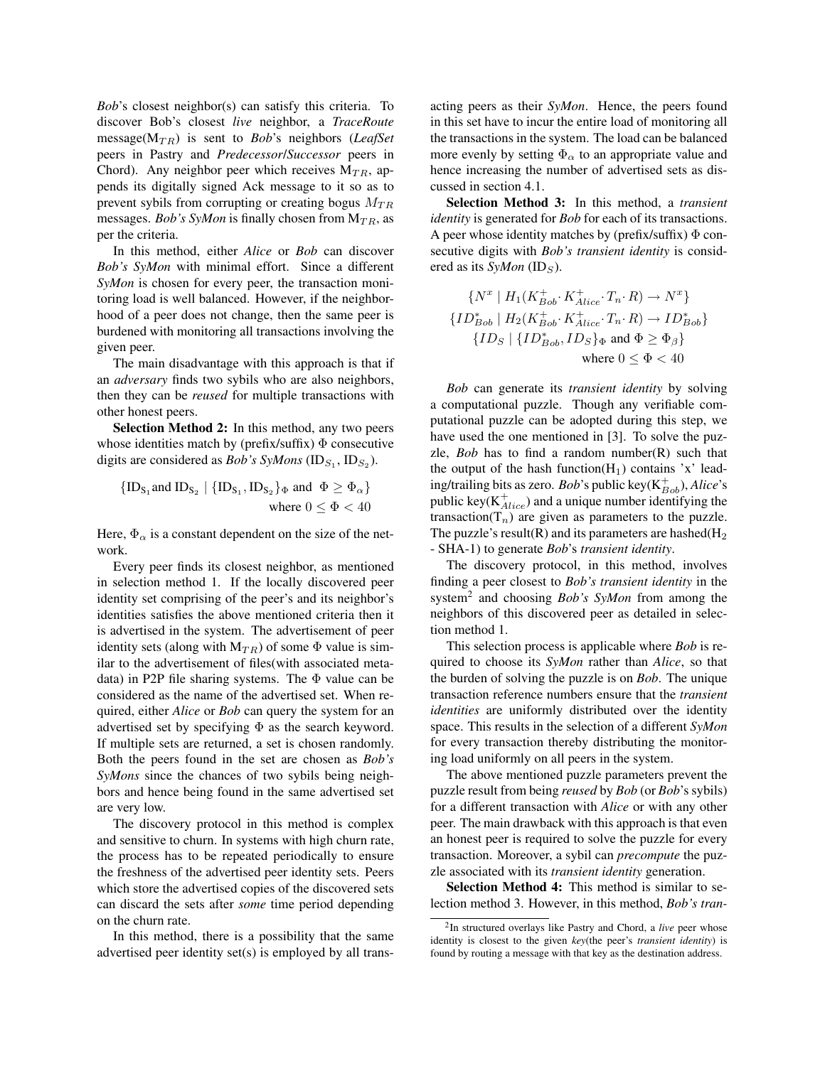*Bob*'s closest neighbor(s) can satisfy this criteria. To discover Bob's closest *live* neighbor, a ***TraceRoute*** message($M_{TR}$) is sent to *Bob*'s neighbors (***LeafSet*** peers in Pastry and ***Predecessor/Successor*** peers in Chord). Any neighbor peer which receives $M_{TR}$, appends its digitally signed Ack message to it so as to prevent sybils from corrupting or creating bogus $M_{TR}$ messages. ***Bob's SyMon*** is finally chosen from $M_{TR}$, as per the criteria.

In this method, either *Alice* or *Bob* can discover *Bob's SyMon* with minimal effort. Since a different *SyMon* is chosen for every peer, the transaction monitoring load is well balanced. However, if the neighborhood of a peer does not change, then the same peer is burdened with monitoring all transactions involving the given peer.

The main disadvantage with this approach is that if an *adversary* finds two sybils who are also neighbors, then they can be *reused* for multiple transactions with other honest peers.

**Selection Method 2:** In this method, any two peers whose identities match by (prefix/suffix) $\Phi$ consecutive digits are considered as ***Bob's SyMons*** ($ID_{S_1}$, $ID_{S_2}$).

$$\{ID_{S_1} \text{ and } ID_{S_2} \mid \{ID_{S_1}, ID_{S_2}\}_\Phi \text{ and } \Phi \geq \Phi_\alpha\}$$
$$\text{where } 0 \leq \Phi < 40$$

Here, $\Phi_\alpha$ is a constant dependent on the size of the network.

Every peer finds its closest neighbor, as mentioned in selection method 1. If the locally discovered peer identity set comprising of the peer's and its neighbor's identities satisfies the above mentioned criteria then it is advertised in the system. The advertisement of peer identity sets (along with $M_{TR}$) of some $\Phi$ value is similar to the advertisement of files(with associated metadata) in P2P file sharing systems. The $\Phi$ value can be considered as the name of the advertised set. When required, either *Alice* or *Bob* can query the system for an advertised set by specifying $\Phi$ as the search keyword. If multiple sets are returned, a set is chosen randomly. Both the peers found in the set are chosen as ***Bob's SyMons*** since the chances of two sybils being neighbors and hence being found in the same advertised set are very low.

The discovery protocol in this method is complex and sensitive to churn. In systems with high churn rate, the process has to be repeated periodically to ensure the freshness of the advertised peer identity sets. Peers which store the advertised copies of the discovered sets can discard the sets after *some* time period depending on the churn rate.

In this method, there is a possibility that the same advertised peer identity set(s) is employed by all transacting peers as their *SyMon*. Hence, the peers found in this set have to incur the entire load of monitoring all the transactions in the system. The load can be balanced more evenly by setting $\Phi_\alpha$ to an appropriate value and hence increasing the number of advertised sets as discussed in section 4.1.

**Selection Method 3:** In this method, a *transient identity* is generated for *Bob* for each of its transactions. A peer whose identity matches by (prefix/suffix) $\Phi$ consecutive digits with *Bob's transient identity* is considered as its *SyMon* ($ID_S$).

$$\{N^x \mid H_1(K^+_{Bob} \cdot K^+_{Alice} \cdot T_n \cdot R) \rightarrow N^x\}$$
$$\{ID^*_{Bob} \mid H_2(K^+_{Bob} \cdot K^+_{Alice} \cdot T_n \cdot R) \rightarrow ID^*_{Bob}\}$$
$$\{ID_S \mid \{ID^*_{Bob}, ID_S\}_\Phi \text{ and } \Phi \geq \Phi_\beta\}$$
$$\text{where } 0 \leq \Phi < 40$$

*Bob* can generate its *transient identity* by solving a computational puzzle. Though any verifiable computational puzzle can be adopted during this step, we have used the one mentioned in [3]. To solve the puzzle, *Bob* has to find a random number(R) such that the output of the hash function($H_1$) contains 'x' leading/trailing bits as zero. *Bob*'s public key($K^+_{Bob}$), *Alice*'s public key($K^+_{Alice}$) and a unique number identifying the transaction($T_n$) are given as parameters to the puzzle. The puzzle's result(R) and its parameters are hashed($H_2$ - SHA-1) to generate *Bob*'s *transient identity*.

The discovery protocol, in this method, involves finding a peer closest to *Bob's transient identity* in the system[2] and choosing *Bob's SyMon* from among the neighbors of this discovered peer as detailed in selection method 1.

This selection process is applicable where *Bob* is required to choose its *SyMon* rather than *Alice*, so that the burden of solving the puzzle is on *Bob*. The unique transaction reference numbers ensure that the *transient identities* are uniformly distributed over the identity space. This results in the selection of a different *SyMon* for every transaction thereby distributing the monitoring load uniformly on all peers in the system.

The above mentioned puzzle parameters prevent the puzzle result from being *reused* by *Bob* (or *Bob*'s sybils) for a different transaction with *Alice* or with any other peer. The main drawback with this approach is that even an honest peer is required to solve the puzzle for every transaction. Moreover, a sybil can *precompute* the puzzle associated with its *transient identity* generation.

**Selection Method 4:** This method is similar to selection method 3. However, in this method, *Bob's tran-*

[2] In structured overlays like Pastry and Chord, a *live* peer whose identity is closest to the given *key*(the peer's *transient identity*) is found by routing a message with that key as the destination address.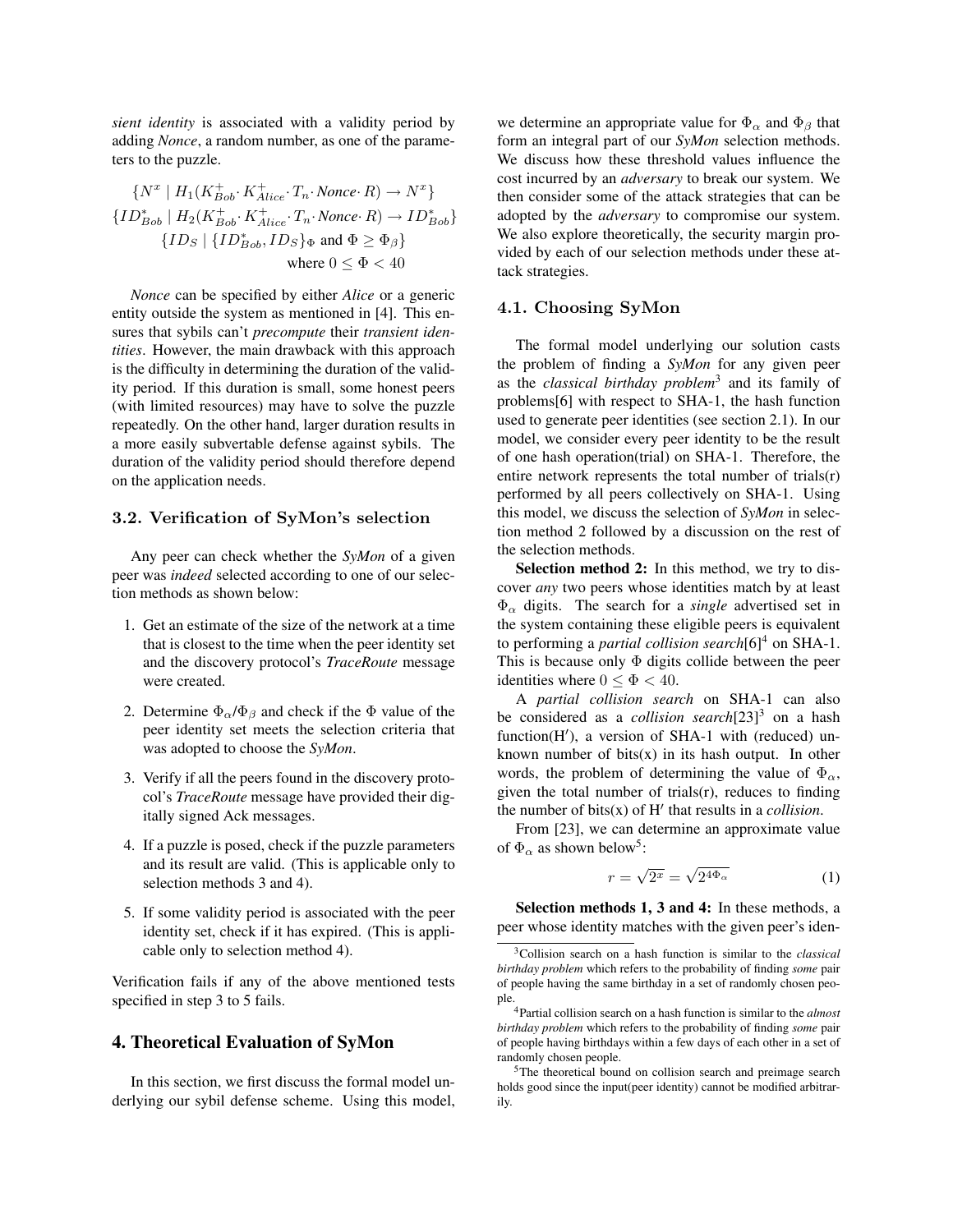*sient identity* is associated with a validity period by adding *Nonce*, a random number, as one of the parameters to the puzzle.

$$\{N^x \mid H_1(K^+_{Bob} \cdot K^+_{Alice} \cdot T_n \cdot \textit{Nonce} \cdot R) \rightarrow N^x\}$$
$$\{ID^*_{Bob} \mid H_2(K^+_{Bob} \cdot K^+_{Alice} \cdot T_n \cdot \textit{Nonce} \cdot R) \rightarrow ID^*_{Bob}\}$$
$$\{ID_S \mid \{ID^*_{Bob}, ID_S\}_\Phi \text{ and } \Phi \geq \Phi_\beta\}$$
$$\text{where } 0 \leq \Phi < 40$$

*Nonce* can be specified by either *Alice* or a generic entity outside the system as mentioned in [4]. This ensures that sybils can't *precompute* their *transient identities*. However, the main drawback with this approach is the difficulty in determining the duration of the validity period. If this duration is small, some honest peers (with limited resources) may have to solve the puzzle repeatedly. On the other hand, larger duration results in a more easily subvertable defense against sybils. The duration of the validity period should therefore depend on the application needs.

### 3.2. Verification of SyMon's selection

Any peer can check whether the *SyMon* of a given peer was *indeed* selected according to one of our selection methods as shown below:

1. Get an estimate of the size of the network at a time that is closest to the time when the peer identity set and the discovery protocol's *TraceRoute* message were created.
2. Determine $\Phi_\alpha$/$\Phi_\beta$ and check if the $\Phi$ value of the peer identity set meets the selection criteria that was adopted to choose the *SyMon*.
3. Verify if all the peers found in the discovery protocol's *TraceRoute* message have provided their digitally signed Ack messages.
4. If a puzzle is posed, check if the puzzle parameters and its result are valid. (This is applicable only to selection methods 3 and 4).
5. If some validity period is associated with the peer identity set, check if it has expired. (This is applicable only to selection method 4).

Verification fails if any of the above mentioned tests specified in step 3 to 5 fails.

## 4. Theoretical Evaluation of SyMon

In this section, we first discuss the formal model underlying our sybil defense scheme. Using this model, we determine an appropriate value for $\Phi_\alpha$ and $\Phi_\beta$ that form an integral part of our *SyMon* selection methods. We discuss how these threshold values influence the cost incurred by an *adversary* to break our system. We then consider some of the attack strategies that can be adopted by the *adversary* to compromise our system. We also explore theoretically, the security margin provided by each of our selection methods under these attack strategies.

### 4.1. Choosing SyMon

The formal model underlying our solution casts the problem of finding a *SyMon* for any given peer as the *classical birthday problem*[3] and its family of problems[6] with respect to SHA-1, the hash function used to generate peer identities (see section 2.1). In our model, we consider every peer identity to be the result of one hash operation(trial) on SHA-1. Therefore, the entire network represents the total number of trials(r) performed by all peers collectively on SHA-1. Using this model, we discuss the selection of *SyMon* in selection method 2 followed by a discussion on the rest of the selection methods.

**Selection method 2:** In this method, we try to discover *any* two peers whose identities match by at least $\Phi_\alpha$ digits. The search for a *single* advertised set in the system containing these eligible peers is equivalent to performing a *partial collision search*[6][4] on SHA-1. This is because only $\Phi$ digits collide between the peer identities where $0 \leq \Phi < 40$.

A *partial collision search* on SHA-1 can also be considered as a *collision search*[23][3] on a hash function(H′), a version of SHA-1 with (reduced) unknown number of bits(x) in its hash output. In other words, the problem of determining the value of $\Phi_\alpha$, given the total number of trials(r), reduces to finding the number of bits(x) of H′ that results in a *collision*.

From [23], we can determine an approximate value of $\Phi_\alpha$ as shown below[5]:

$$r = \sqrt{2^x} = \sqrt{2^{4\Phi_\alpha}} \tag{1}$$

**Selection methods 1, 3 and 4:** In these methods, a peer whose identity matches with the given peer's iden-

[3] Collision search on a hash function is similar to the *classical birthday problem* which refers to the probability of finding *some* pair of people having the same birthday in a set of randomly chosen people.

[4] Partial collision search on a hash function is similar to the *almost birthday problem* which refers to the probability of finding *some* pair of people having birthdays within a few days of each other in a set of randomly chosen people.

[5] The theoretical bound on collision search and preimage search holds good since the input(peer identity) cannot be modified arbitrarily.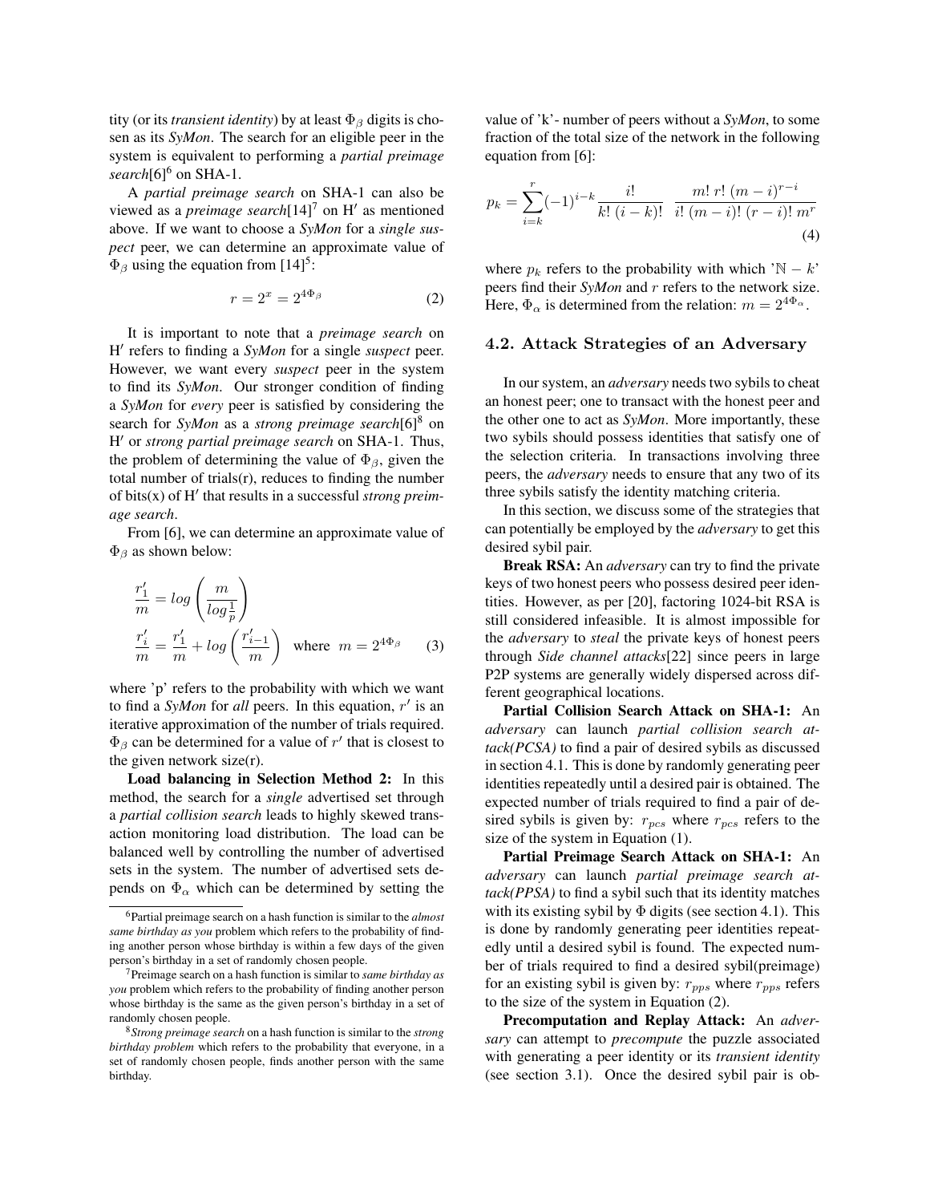tity (or its *transient identity*) by at least $\Phi_\beta$ digits is chosen as its *SyMon*. The search for an eligible peer in the system is equivalent to performing a *partial preimage search*[6][6] on SHA-1.

A *partial preimage search* on SHA-1 can also be viewed as a *preimage search*[14][7] on H′ as mentioned above. If we want to choose a *SyMon* for a *single suspect* peer, we can determine an approximate value of $\Phi_\beta$ using the equation from [14][5]:

$$r = 2^x = 2^{4\Phi_\beta} \tag{2}$$

It is important to note that a *preimage search* on H′ refers to finding a *SyMon* for a single *suspect* peer. However, we want every *suspect* peer in the system to find its *SyMon*. Our stronger condition of finding a *SyMon* for *every* peer is satisfied by considering the search for *SyMon* as a *strong preimage search*[6][8] on H′ or *strong partial preimage search* on SHA-1. Thus, the problem of determining the value of $\Phi_\beta$, given the total number of trials(r), reduces to finding the number of bits(x) of H′ that results in a successful *strong preimage search*.

From [6], we can determine an approximate value of $\Phi_\beta$ as shown below:

$$\frac{r'_1}{m} = log\left(\frac{m}{log\frac{1}{p}}\right)$$
$$\frac{r'_i}{m} = \frac{r'_1}{m} + log\left(\frac{r'_{i-1}}{m}\right) \quad \text{where} \quad m = 2^{4\Phi_\beta} \tag{3}$$

where 'p' refers to the probability with which we want to find a *SyMon* for *all* peers. In this equation, $r'$ is an iterative approximation of the number of trials required. $\Phi_\beta$ can be determined for a value of $r'$ that is closest to the given network size(r).

**Load balancing in Selection Method 2:** In this method, the search for a *single* advertised set through a *partial collision search* leads to highly skewed transaction monitoring load distribution. The load can be balanced well by controlling the number of advertised sets in the system. The number of advertised sets depends on $\Phi_\alpha$ which can be determined by setting the value of 'k'- number of peers without a *SyMon*, to some fraction of the total size of the network in the following equation from [6]:

$$p_k = \sum_{i=k}^{r} (-1)^{i-k} \frac{i!}{k!\,(i-k)!} \; \frac{m!\,r!\,(m-i)^{r-i}}{i!\,(m-i)!\,(r-i)!\,m^r} \tag{4}$$

where $p_k$ refers to the probability with which '$\mathbb{N} - k$' peers find their *SyMon* and $r$ refers to the network size. Here, $\Phi_\alpha$ is determined from the relation: $m = 2^{4\Phi_\alpha}$.

### 4.2. Attack Strategies of an Adversary

In our system, an *adversary* needs two sybils to cheat an honest peer; one to transact with the honest peer and the other one to act as *SyMon*. More importantly, these two sybils should possess identities that satisfy one of the selection criteria. In transactions involving three peers, the *adversary* needs to ensure that any two of its three sybils satisfy the identity matching criteria.

In this section, we discuss some of the strategies that can potentially be employed by the *adversary* to get this desired sybil pair.

**Break RSA:** An *adversary* can try to find the private keys of two honest peers who possess desired peer identities. However, as per [20], factoring 1024-bit RSA is still considered infeasible. It is almost impossible for the *adversary* to *steal* the private keys of honest peers through *Side channel attacks*[22] since peers in large P2P systems are generally widely dispersed across different geographical locations.

**Partial Collision Search Attack on SHA-1:** An *adversary* can launch *partial collision search attack(PCSA)* to find a pair of desired sybils as discussed in section 4.1. This is done by randomly generating peer identities repeatedly until a desired pair is obtained. The expected number of trials required to find a pair of desired sybils is given by: $r_{pcs}$ where $r_{pcs}$ refers to the size of the system in Equation (1).

**Partial Preimage Search Attack on SHA-1:** An *adversary* can launch *partial preimage search attack(PPSA)* to find a sybil such that its identity matches with its existing sybil by $\Phi$ digits (see section 4.1). This is done by randomly generating peer identities repeatedly until a desired sybil is found. The expected number of trials required to find a desired sybil(preimage) for an existing sybil is given by: $r_{pps}$ where $r_{pps}$ refers to the size of the system in Equation (2).

**Precomputation and Replay Attack:** An *adversary* can attempt to *precompute* the puzzle associated with generating a peer identity or its *transient identity* (see section 3.1). Once the desired sybil pair is ob-

---

[6] Partial preimage search on a hash function is similar to the *almost same birthday as you* problem which refers to the probability of finding another person whose birthday is within a few days of the given person's birthday in a set of randomly chosen people.

[7] Preimage search on a hash function is similar to *same birthday as you* problem which refers to the probability of finding another person whose birthday is the same as the given person's birthday in a set of randomly chosen people.

[8] *Strong preimage search* on a hash function is similar to the *strong birthday problem* which refers to the probability that everyone, in a set of randomly chosen people, finds another person with the same birthday.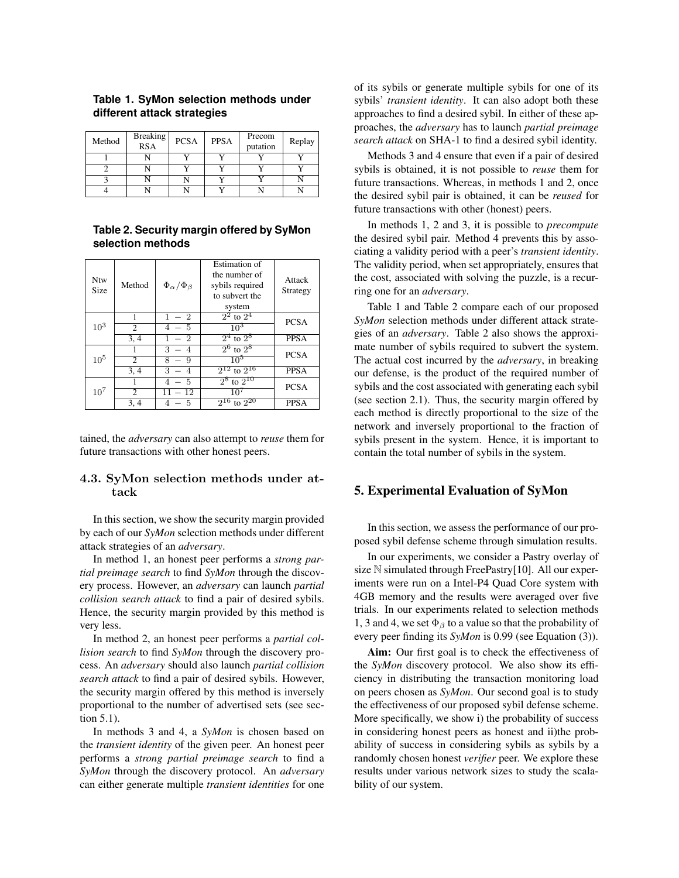**Table 1. SyMon selection methods under different attack strategies**

| Method | Breaking RSA | PCSA | PPSA | Precom putation | Replay |
|---|---|---|---|---|---|
| 1 | N | Y | Y | Y | Y |
| 2 | N | Y | Y | Y | Y |
| 3 | N | N | Y | Y | N |
| 4 | N | N | Y | N | N |

**Table 2. Security margin offered by SyMon selection methods**

| Ntw Size | Method | $\Phi_\alpha / \Phi_\beta$ | Estimation of the number of sybils required to subvert the system | Attack Strategy |
|---|---|---|---|---|
| $10^3$ | 1 | $1 - 2$ | $2^2$ to $2^4$ | PCSA |
| | 2 | $4 - 5$ | $10^3$ | |
| | 3, 4 | $1 - 2$ | $2^4$ to $2^8$ | PPSA |
| $10^5$ | 1 | $3 - 4$ | $2^6$ to $2^8$ | PCSA |
| | 2 | $8 - 9$ | $10^5$ | |
| | 3, 4 | $3 - 4$ | $2^{12}$ to $2^{16}$ | PPSA |
| $10^7$ | 1 | $4 - 5$ | $2^8$ to $2^{10}$ | PCSA |
| | 2 | $11 - 12$ | $10^7$ | |
| | 3, 4 | $4 - 5$ | $2^{16}$ to $2^{20}$ | PPSA |

tained, the *adversary* can also attempt to *reuse* them for future transactions with other honest peers.

### 4.3. SyMon selection methods under attack

In this section, we show the security margin provided by each of our *SyMon* selection methods under different attack strategies of an *adversary*.

In method 1, an honest peer performs a *strong partial preimage search* to find *SyMon* through the discovery process. However, an *adversary* can launch *partial collision search attack* to find a pair of desired sybils. Hence, the security margin provided by this method is very less.

In method 2, an honest peer performs a *partial collision search* to find *SyMon* through the discovery process. An *adversary* should also launch *partial collision search attack* to find a pair of desired sybils. However, the security margin offered by this method is inversely proportional to the number of advertised sets (see section 5.1).

In methods 3 and 4, a *SyMon* is chosen based on the *transient identity* of the given peer. An honest peer performs a *strong partial preimage search* to find a *SyMon* through the discovery protocol. An *adversary* can either generate multiple *transient identities* for one of its sybils or generate multiple sybils for one of its sybils' *transient identity*. It can also adopt both these approaches to find a desired sybil. In either of these approaches, the *adversary* has to launch *partial preimage search attack* on SHA-1 to find a desired sybil identity.

Methods 3 and 4 ensure that even if a pair of desired sybils is obtained, it is not possible to *reuse* them for future transactions. Whereas, in methods 1 and 2, once the desired sybil pair is obtained, it can be *reused* for future transactions with other (honest) peers.

In methods 1, 2 and 3, it is possible to *precompute* the desired sybil pair. Method 4 prevents this by associating a validity period with a peer's *transient identity*. The validity period, when set appropriately, ensures that the cost, associated with solving the puzzle, is a recurring one for an *adversary*.

Table 1 and Table 2 compare each of our proposed *SyMon* selection methods under different attack strategies of an *adversary*. Table 2 also shows the approximate number of sybils required to subvert the system. The actual cost incurred by the *adversary*, in breaking our defense, is the product of the required number of sybils and the cost associated with generating each sybil (see section 2.1). Thus, the security margin offered by each method is directly proportional to the size of the network and inversely proportional to the fraction of sybils present in the system. Hence, it is important to contain the total number of sybils in the system.

## 5. Experimental Evaluation of SyMon

In this section, we assess the performance of our proposed sybil defense scheme through simulation results.

In our experiments, we consider a Pastry overlay of size $\mathbb{N}$ simulated through FreePastry[10]. All our experiments were run on a Intel-P4 Quad Core system with 4GB memory and the results were averaged over five trials. In our experiments related to selection methods 1, 3 and 4, we set $\Phi_\beta$ to a value so that the probability of every peer finding its *SyMon* is 0.99 (see Equation (3)).

**Aim:** Our first goal is to check the effectiveness of the *SyMon* discovery protocol. We also show its efficiency in distributing the transaction monitoring load on peers chosen as *SyMon*. Our second goal is to study the effectiveness of our proposed sybil defense scheme. More specifically, we show i) the probability of success in considering honest peers as honest and ii)the probability of success in considering sybils as sybils by a randomly chosen honest *verifier* peer. We explore these results under various network sizes to study the scalability of our system.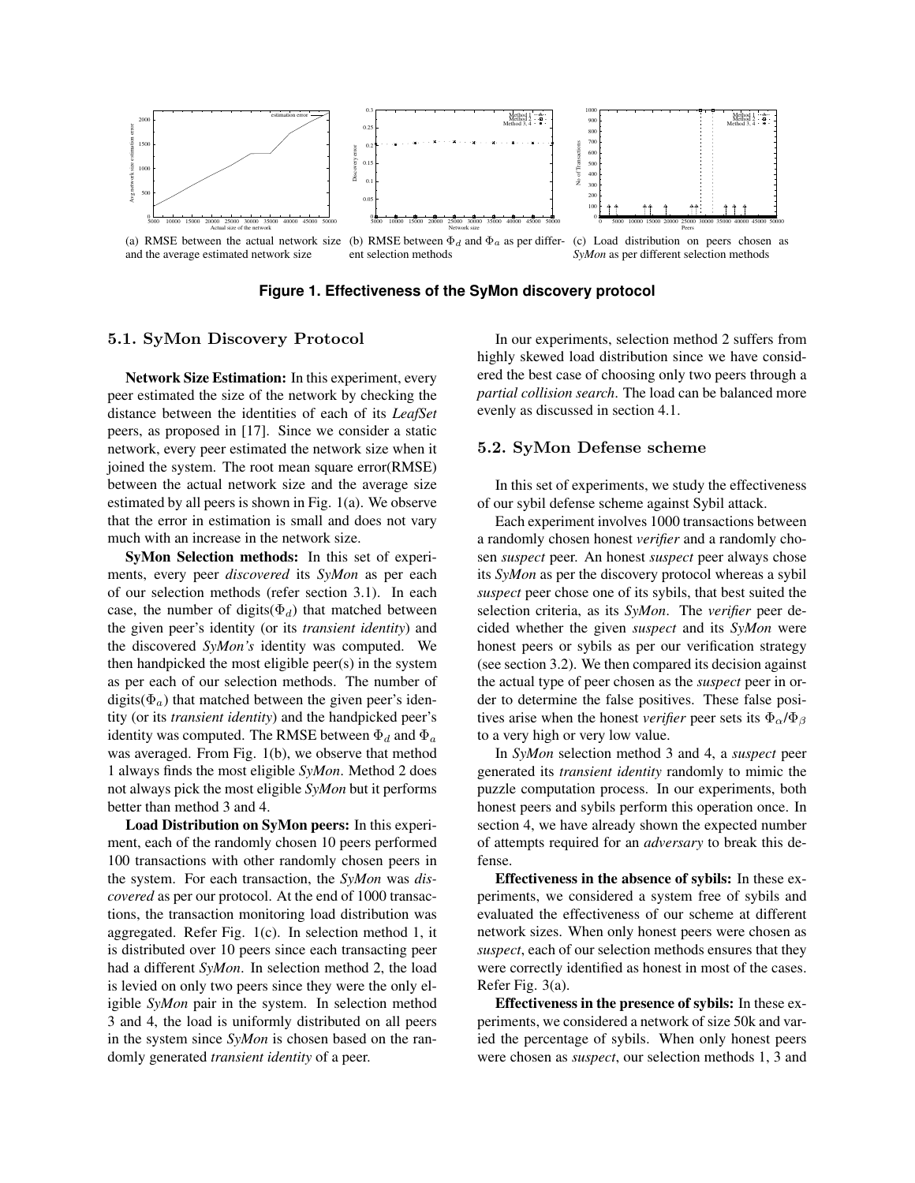(a) RMSE between the actual network size and the average estimated network size

(b) RMSE between $\Phi_d$ and $\Phi_a$ as per different selection methods

(c) Load distribution on peers chosen as *SyMon* as per different selection methods

**Figure 1. Effectiveness of the SyMon discovery protocol**

### 5.1. SyMon Discovery Protocol

**Network Size Estimation:** In this experiment, every peer estimated the size of the network by checking the distance between the identities of each of its *LeafSet* peers, as proposed in [17]. Since we consider a static network, every peer estimated the network size when it joined the system. The root mean square error(RMSE) between the actual network size and the average size estimated by all peers is shown in Fig. 1(a). We observe that the error in estimation is small and does not vary much with an increase in the network size.

**SyMon Selection methods:** In this set of experiments, every peer *discovered* its *SyMon* as per each of our selection methods (refer section 3.1). In each case, the number of digits($\Phi_d$) that matched between the given peer's identity (or its *transient identity*) and the discovered *SyMon's* identity was computed. We then handpicked the most eligible peer(s) in the system as per each of our selection methods. The number of digits($\Phi_a$) that matched between the given peer's identity (or its *transient identity*) and the handpicked peer's identity was computed. The RMSE between $\Phi_d$ and $\Phi_a$ was averaged. From Fig. 1(b), we observe that method 1 always finds the most eligible *SyMon*. Method 2 does not always pick the most eligible *SyMon* but it performs better than method 3 and 4.

**Load Distribution on SyMon peers:** In this experiment, each of the randomly chosen 10 peers performed 100 transactions with other randomly chosen peers in the system. For each transaction, the *SyMon* was *discovered* as per our protocol. At the end of 1000 transactions, the transaction monitoring load distribution was aggregated. Refer Fig. 1(c). In selection method 1, it is distributed over 10 peers since each transacting peer had a different *SyMon*. In selection method 2, the load is levied on only two peers since they were the only eligible *SyMon* pair in the system. In selection method 3 and 4, the load is uniformly distributed on all peers in the system since *SyMon* is chosen based on the randomly generated *transient identity* of a peer.

In our experiments, selection method 2 suffers from highly skewed load distribution since we have considered the best case of choosing only two peers through a *partial collision search*. The load can be balanced more evenly as discussed in section 4.1.

### 5.2. SyMon Defense scheme

In this set of experiments, we study the effectiveness of our sybil defense scheme against Sybil attack.

Each experiment involves 1000 transactions between a randomly chosen honest *verifier* and a randomly chosen *suspect* peer. An honest *suspect* peer always chose its *SyMon* as per the discovery protocol whereas a sybil *suspect* peer chose one of its sybils, that best suited the selection criteria, as its *SyMon*. The *verifier* peer decided whether the given *suspect* and its *SyMon* were honest peers or sybils as per our verification strategy (see section 3.2). We then compared its decision against the actual type of peer chosen as the *suspect* peer in order to determine the false positives. These false positives arise when the honest *verifier* peer sets its $\Phi_\alpha/\Phi_\beta$ to a very high or very low value.

In *SyMon* selection method 3 and 4, a *suspect* peer generated its *transient identity* randomly to mimic the puzzle computation process. In our experiments, both honest peers and sybils perform this operation once. In section 4, we have already shown the expected number of attempts required for an *adversary* to break this defense.

**Effectiveness in the absence of sybils:** In these experiments, we considered a system free of sybils and evaluated the effectiveness of our scheme at different network sizes. When only honest peers were chosen as *suspect*, each of our selection methods ensures that they were correctly identified as honest in most of the cases. Refer Fig. 3(a).

**Effectiveness in the presence of sybils:** In these experiments, we considered a network of size 50k and varied the percentage of sybils. When only honest peers were chosen as *suspect*, our selection methods 1, 3 and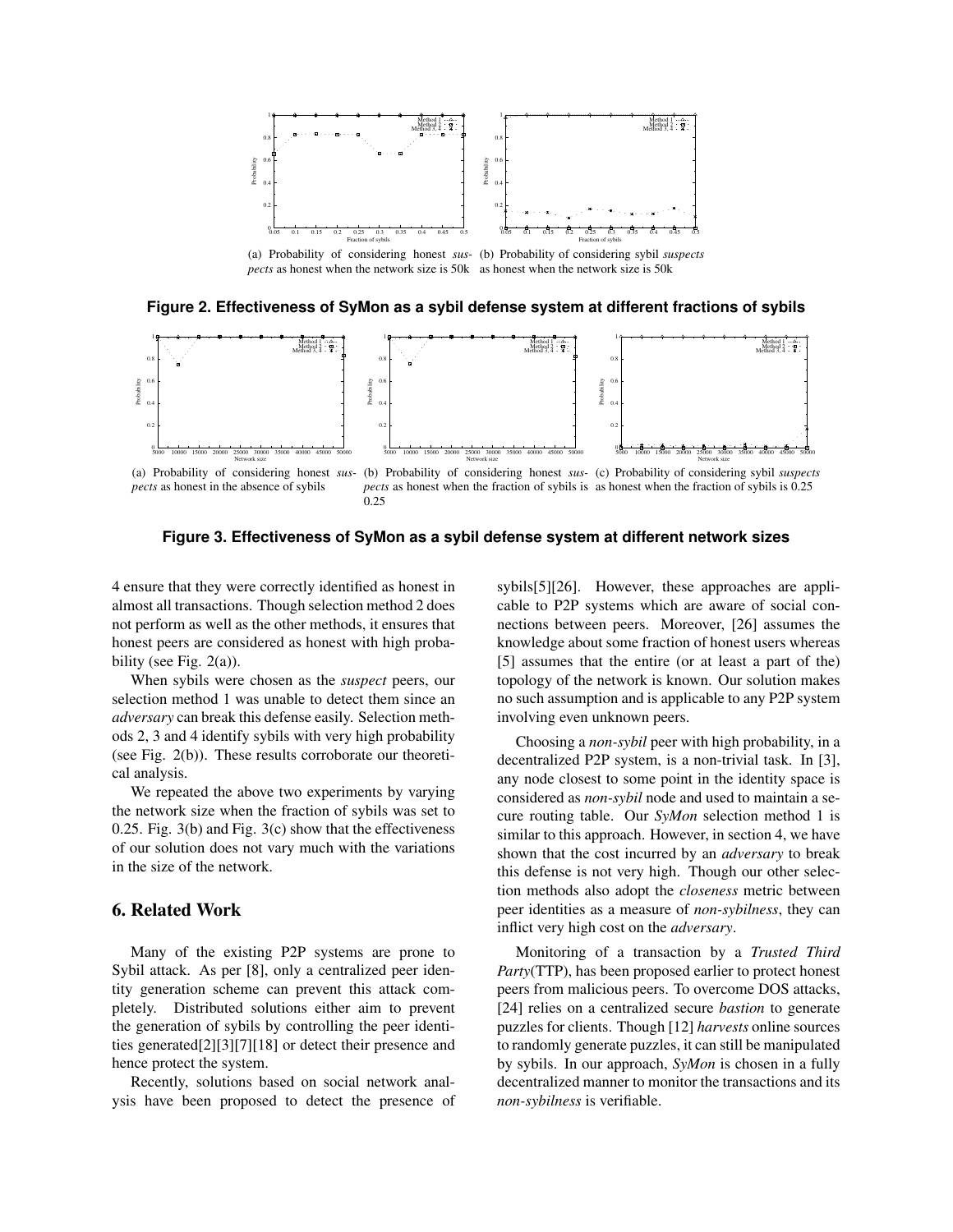(a) Probability of considering honest *suspects* as honest when the network size is 50k

(b) Probability of considering sybil *suspects* as honest when the network size is 50k

**Figure 2. Effectiveness of SyMon as a sybil defense system at different fractions of sybils**

(a) Probability of considering honest *suspects* as honest in the absence of sybils

(b) Probability of considering honest *suspects* as honest when the fraction of sybils is 0.25

(c) Probability of considering sybil *suspects* as honest when the fraction of sybils is 0.25

**Figure 3. Effectiveness of SyMon as a sybil defense system at different network sizes**

4 ensure that they were correctly identified as honest in almost all transactions. Though selection method 2 does not perform as well as the other methods, it ensures that honest peers are considered as honest with high probability (see Fig. 2(a)).

When sybils were chosen as the *suspect* peers, our selection method 1 was unable to detect them since an *adversary* can break this defense easily. Selection methods 2, 3 and 4 identify sybils with very high probability (see Fig. 2(b)). These results corroborate our theoretical analysis.

We repeated the above two experiments by varying the network size when the fraction of sybils was set to 0.25. Fig. 3(b) and Fig. 3(c) show that the effectiveness of our solution does not vary much with the variations in the size of the network.

## 6. Related Work

Many of the existing P2P systems are prone to Sybil attack. As per [8], only a centralized peer identity generation scheme can prevent this attack completely. Distributed solutions either aim to prevent the generation of sybils by controlling the peer identities generated[2][3][7][18] or detect their presence and hence protect the system.

Recently, solutions based on social network analysis have been proposed to detect the presence of sybils[5][26]. However, these approaches are applicable to P2P systems which are aware of social connections between peers. Moreover, [26] assumes the knowledge about some fraction of honest users whereas [5] assumes that the entire (or at least a part of the) topology of the network is known. Our solution makes no such assumption and is applicable to any P2P system involving even unknown peers.

Choosing a *non-sybil* peer with high probability, in a decentralized P2P system, is a non-trivial task. In [3], any node closest to some point in the identity space is considered as *non-sybil* node and used to maintain a secure routing table. Our *SyMon* selection method 1 is similar to this approach. However, in section 4, we have shown that the cost incurred by an *adversary* to break this defense is not very high. Though our other selection methods also adopt the *closeness* metric between peer identities as a measure of *non-sybilness*, they can inflict very high cost on the *adversary*.

Monitoring of a transaction by a *Trusted Third Party*(TTP), has been proposed earlier to protect honest peers from malicious peers. To overcome DOS attacks, [24] relies on a centralized secure *bastion* to generate puzzles for clients. Though [12] *harvests* online sources to randomly generate puzzles, it can still be manipulated by sybils. In our approach, *SyMon* is chosen in a fully decentralized manner to monitor the transactions and its *non-sybilness* is verifiable.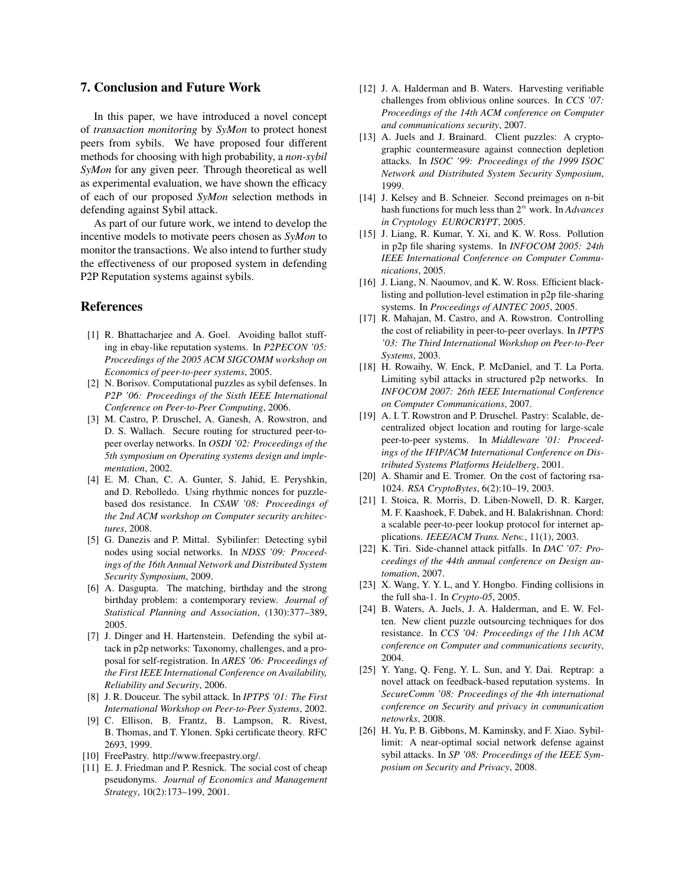## 7. Conclusion and Future Work

In this paper, we have introduced a novel concept of *transaction monitoring* by *SyMon* to protect honest peers from sybils. We have proposed four different methods for choosing with high probability, a *non-sybil SyMon* for any given peer. Through theoretical as well as experimental evaluation, we have shown the efficacy of each of our proposed *SyMon* selection methods in defending against Sybil attack.

As part of our future work, we intend to develop the incentive models to motivate peers chosen as *SyMon* to monitor the transactions. We also intend to further study the effectiveness of our proposed system in defending P2P Reputation systems against sybils.

## References

[1] R. Bhattacharjee and A. Goel. Avoiding ballot stuffing in ebay-like reputation systems. In *P2PECON '05: Proceedings of the 2005 ACM SIGCOMM workshop on Economics of peer-to-peer systems*, 2005.

[2] N. Borisov. Computational puzzles as sybil defenses. In *P2P '06: Proceedings of the Sixth IEEE International Conference on Peer-to-Peer Computing*, 2006.

[3] M. Castro, P. Druschel, A. Ganesh, A. Rowstron, and D. S. Wallach. Secure routing for structured peer-to-peer overlay networks. In *OSDI '02: Proceedings of the 5th symposium on Operating systems design and implementation*, 2002.

[4] E. M. Chan, C. A. Gunter, S. Jahid, E. Peryshkin, and D. Rebolledo. Using rhythmic nonces for puzzle-based dos resistance. In *CSAW '08: Proceedings of the 2nd ACM workshop on Computer security architectures*, 2008.

[5] G. Danezis and P. Mittal. Sybilinfer: Detecting sybil nodes using social networks. In *NDSS '09: Proceedings of the 16th Annual Network and Distributed System Security Symposium*, 2009.

[6] A. Dasgupta. The matching, birthday and the strong birthday problem: a contemporary review. *Journal of Statistical Planning and Association*, (130):377–389, 2005.

[7] J. Dinger and H. Hartenstein. Defending the sybil attack in p2p networks: Taxonomy, challenges, and a proposal for self-registration. In *ARES '06: Proceedings of the First IEEE International Conference on Availability, Reliability and Security*, 2006.

[8] J. R. Douceur. The sybil attack. In *IPTPS '01: The First International Workshop on Peer-to-Peer Systems*, 2002.

[9] C. Ellison, B. Frantz, B. Lampson, R. Rivest, B. Thomas, and T. Ylonen. Spki certificate theory. RFC 2693, 1999.

[10] FreePastry. http://www.freepastry.org/.

[11] E. J. Friedman and P. Resnick. The social cost of cheap pseudonyms. *Journal of Economics and Management Strategy*, 10(2):173–199, 2001.

[12] J. A. Halderman and B. Waters. Harvesting verifiable challenges from oblivious online sources. In *CCS '07: Proceedings of the 14th ACM conference on Computer and communications security*, 2007.

[13] A. Juels and J. Brainard. Client puzzles: A cryptographic countermeasure against connection depletion attacks. In *ISOC '99: Proceedings of the 1999 ISOC Network and Distributed System Security Symposium*, 1999.

[14] J. Kelsey and B. Schneier. Second preimages on n-bit hash functions for much less than $2^n$ work. In *Advances in Cryptology EUROCRYPT*, 2005.

[15] J. Liang, R. Kumar, Y. Xi, and K. W. Ross. Pollution in p2p file sharing systems. In *INFOCOM 2005: 24th IEEE International Conference on Computer Communications*, 2005.

[16] J. Liang, N. Naoumov, and K. W. Ross. Efficient blacklisting and pollution-level estimation in p2p file-sharing systems. In *Proceedings of AINTEC 2005*, 2005.

[17] R. Mahajan, M. Castro, and A. Rowstron. Controlling the cost of reliability in peer-to-peer overlays. In *IPTPS '03: The Third International Workshop on Peer-to-Peer Systems*, 2003.

[18] H. Rowaihy, W. Enck, P. McDaniel, and T. La Porta. Limiting sybil attacks in structured p2p networks. In *INFOCOM 2007: 26th IEEE International Conference on Computer Communications*, 2007.

[19] A. I. T. Rowstron and P. Druschel. Pastry: Scalable, decentralized object location and routing for large-scale peer-to-peer systems. In *Middleware '01: Proceedings of the IFIP/ACM International Conference on Distributed Systems Platforms Heidelberg*, 2001.

[20] A. Shamir and E. Tromer. On the cost of factoring rsa-1024. *RSA CryptoBytes*, 6(2):10–19, 2003.

[21] I. Stoica, R. Morris, D. Liben-Nowell, D. R. Karger, M. F. Kaashoek, F. Dabek, and H. Balakrishnan. Chord: a scalable peer-to-peer lookup protocol for internet applications. *IEEE/ACM Trans. Netw.*, 11(1), 2003.

[22] K. Tiri. Side-channel attack pitfalls. In *DAC '07: Proceedings of the 44th annual conference on Design automation*, 2007.

[23] X. Wang, Y. Y. L, and Y. Hongbo. Finding collisions in the full sha-1. In *Crypto-05*, 2005.

[24] B. Waters, A. Juels, J. A. Halderman, and E. W. Felten. New client puzzle outsourcing techniques for dos resistance. In *CCS '04: Proceedings of the 11th ACM conference on Computer and communications security*, 2004.

[25] Y. Yang, Q. Feng, Y. L. Sun, and Y. Dai. Reptrap: a novel attack on feedback-based reputation systems. In *SecureComm '08: Proceedings of the 4th international conference on Security and privacy in communication netowrks*, 2008.

[26] H. Yu, P. B. Gibbons, M. Kaminsky, and F. Xiao. Sybillimit: A near-optimal social network defense against sybil attacks. In *SP '08: Proceedings of the IEEE Symposium on Security and Privacy*, 2008.